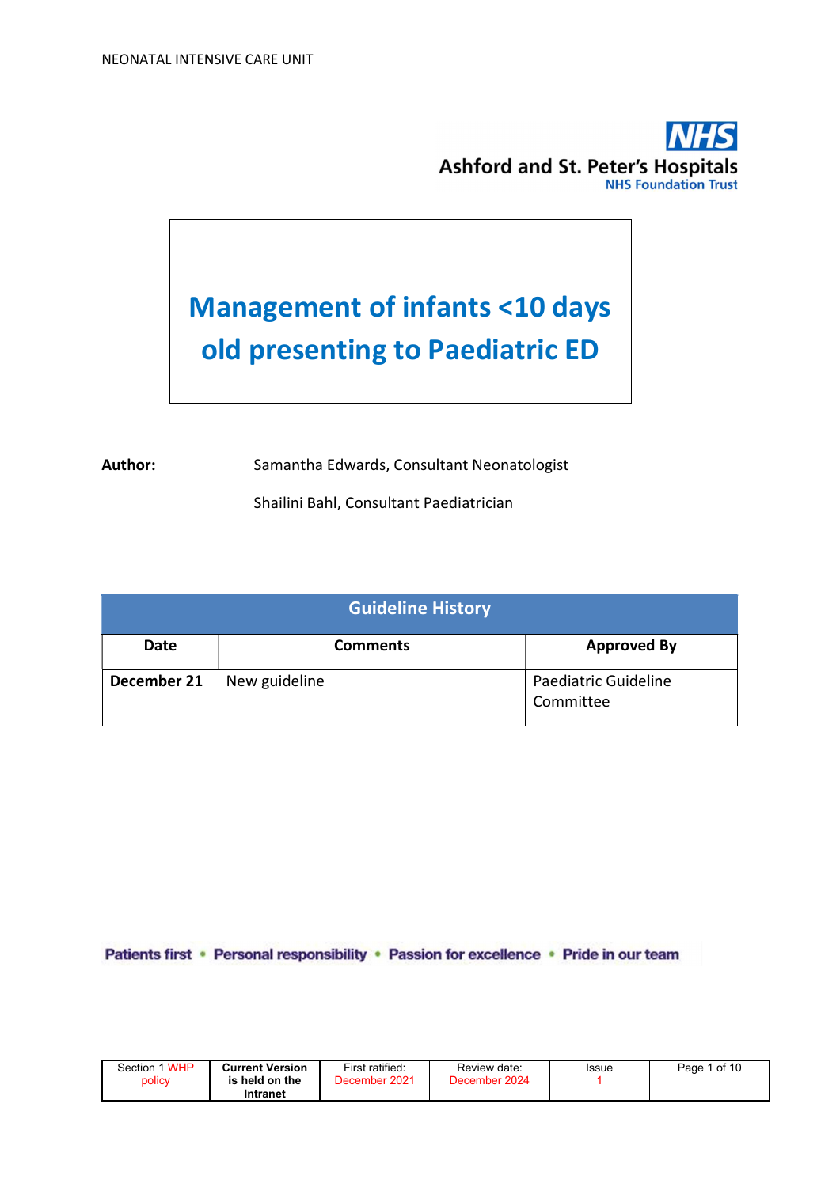NEONATAL INTENSIVE CARE UNIT

Ashford and St. Peter's Hospitals
NHS Foundation Trust

# Management of infants <10 days old presenting to Paediatric ED

**Author:** Samantha Edwards, Consultant Neonatologist

Shailini Bahl, Consultant Paediatrician

| Guideline History | | |
|---|---|---|
| **Date** | **Comments** | **Approved By** |
| **December 21** | New guideline | Paediatric Guideline Committee |

Patients first • Personal responsibility • Passion for excellence • Pride in our team

| Section 1 WHP policy | **Current Version is held on the Intranet** | First ratified: December 2021 | Review date: December 2024 | Issue 1 |
|---|---|---|---|---|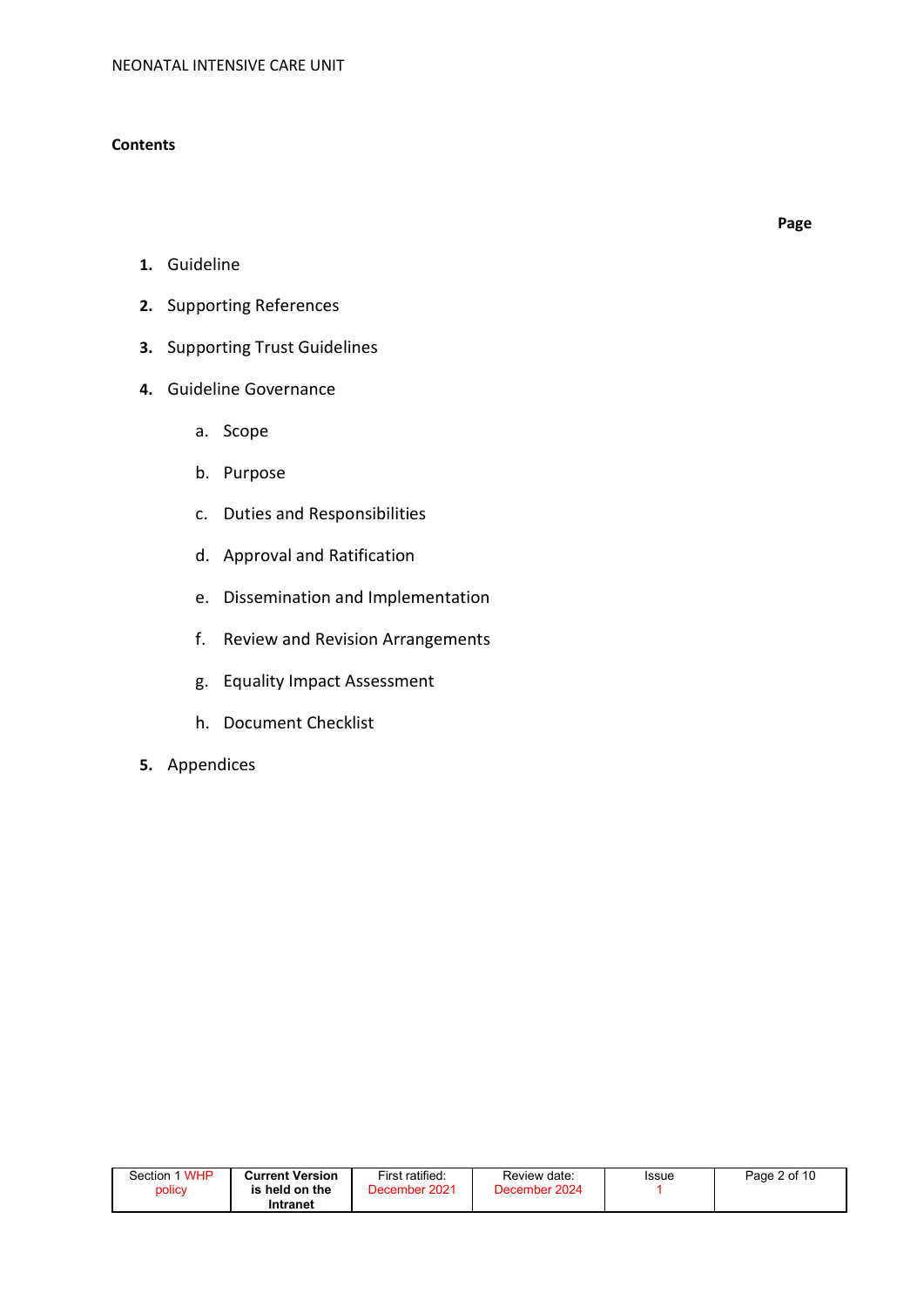**Contents**

**Page**

1. Guideline
2. Supporting References
3. Supporting Trust Guidelines
4. Guideline Governance
    a. Scope
    b. Purpose
    c. Duties and Responsibilities
    d. Approval and Ratification
    e. Dissemination and Implementation
    f. Review and Revision Arrangements
    g. Equality Impact Assessment
    h. Document Checklist
5. Appendices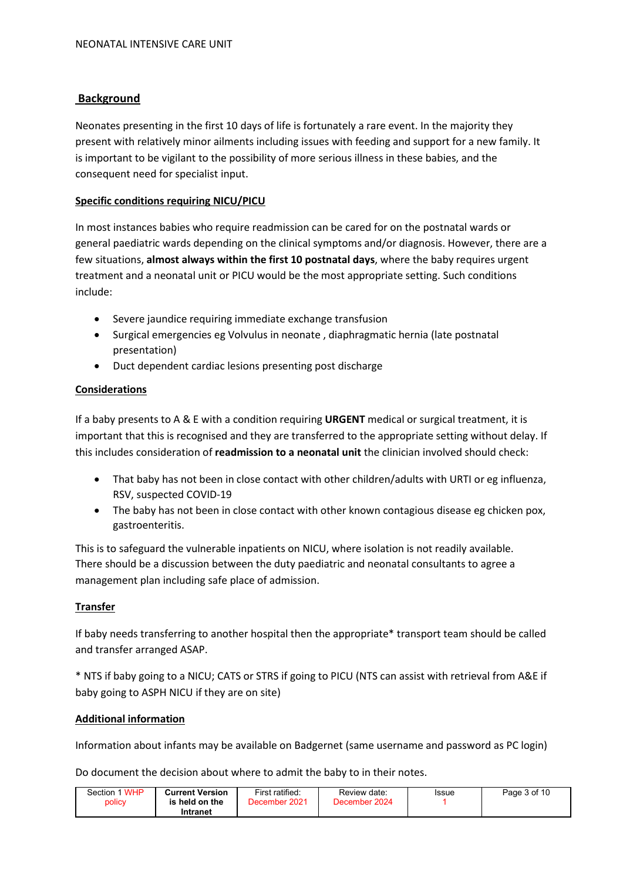## Background

Neonates presenting in the first 10 days of life is fortunately a rare event. In the majority they present with relatively minor ailments including issues with feeding and support for a new family. It is important to be vigilant to the possibility of more serious illness in these babies, and the consequent need for specialist input.

### Specific conditions requiring NICU/PICU

In most instances babies who require readmission can be cared for on the postnatal wards or general paediatric wards depending on the clinical symptoms and/or diagnosis. However, there are a few situations, **almost always within the first 10 postnatal days**, where the baby requires urgent treatment and a neonatal unit or PICU would be the most appropriate setting. Such conditions include:

- Severe jaundice requiring immediate exchange transfusion
- Surgical emergencies eg Volvulus in neonate , diaphragmatic hernia (late postnatal presentation)
- Duct dependent cardiac lesions presenting post discharge

### Considerations

If a baby presents to A & E with a condition requiring **URGENT** medical or surgical treatment, it is important that this is recognised and they are transferred to the appropriate setting without delay. If this includes consideration of **readmission to a neonatal unit** the clinician involved should check:

- That baby has not been in close contact with other children/adults with URTI or eg influenza, RSV, suspected COVID-19
- The baby has not been in close contact with other known contagious disease eg chicken pox, gastroenteritis.

This is to safeguard the vulnerable inpatients on NICU, where isolation is not readily available. There should be a discussion between the duty paediatric and neonatal consultants to agree a management plan including safe place of admission.

### Transfer

If baby needs transferring to another hospital then the appropriate* transport team should be called and transfer arranged ASAP.

* NTS if baby going to a NICU; CATS or STRS if going to PICU (NTS can assist with retrieval from A&E if baby going to ASPH NICU if they are on site)

### Additional information

Information about infants may be available on Badgernet (same username and password as PC login)

Do document the decision about where to admit the baby to in their notes.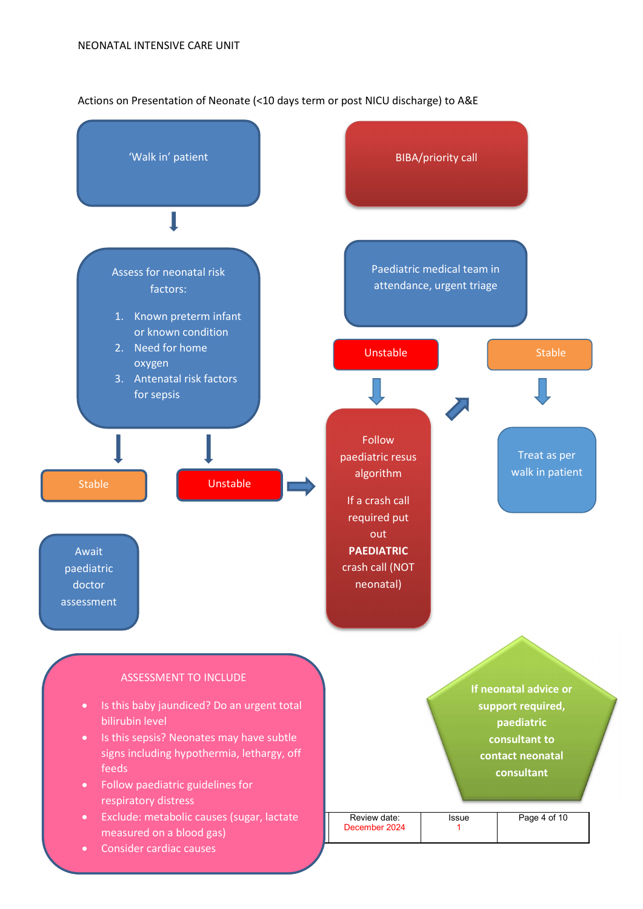NEONATAL INTENSIVE CARE UNIT

Actions on Presentation of Neonate (<10 days term or post NICU discharge) to A&E

'Walk in' patient

Assess for neonatal risk factors:

1. Known preterm infant or known condition
2. Need for home oxygen
3. Antenatal risk factors for sepsis

Stable

Await paediatric doctor assessment

Unstable

BIBA/priority call

Paediatric medical team in attendance, urgent triage

Unstable

Follow paediatric resus algorithm

If a crash call required put out **PAEDIATRIC** crash call (NOT neonatal)

Stable

Treat as per walk in patient

ASSESSMENT TO INCLUDE

- Is this baby jaundiced? Do an urgent total bilirubin level
- Is this sepsis? Neonates may have subtle signs including hypothermia, lethargy, off feeds
- Follow paediatric guidelines for respiratory distress
- Exclude: metabolic causes (sugar, lactate measured on a blood gas)
- Consider cardiac causes

**If neonatal advice or support required, paediatric consultant to contact neonatal consultant**

| Review date: December 2024 | Issue 1 |
|---|---|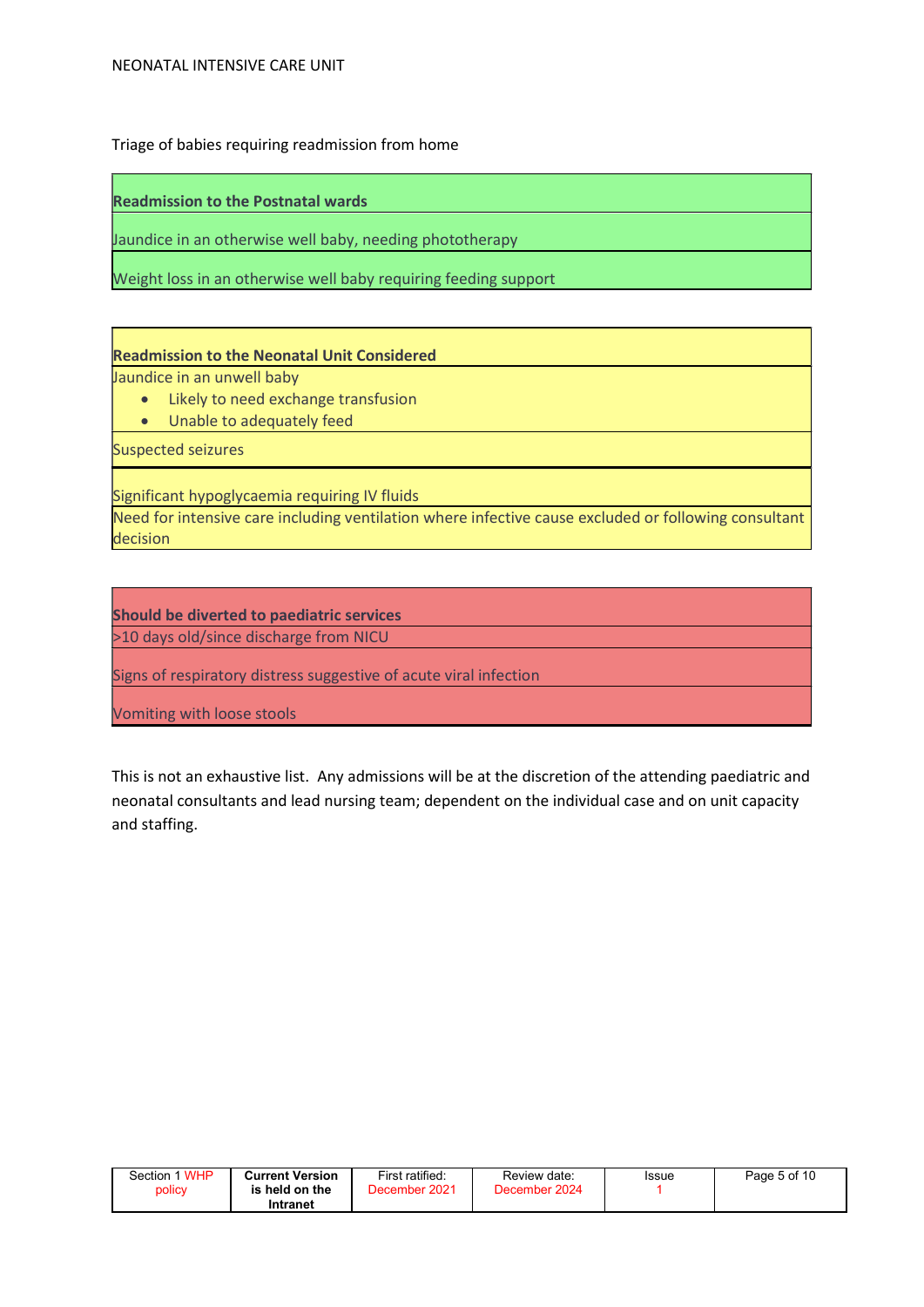Triage of babies requiring readmission from home

| **Readmission to the Postnatal wards** |
| --- |
| Jaundice in an otherwise well baby, needing phototherapy |
| Weight loss in an otherwise well baby requiring feeding support |

| **Readmission to the Neonatal Unit Considered** |
| --- |
| Jaundice in an unwell baby<br>• Likely to need exchange transfusion<br>• Unable to adequately feed |
| Suspected seizures |
| Significant hypoglycaemia requiring IV fluids |
| Need for intensive care including ventilation where infective cause excluded or following consultant decision |

| **Should be diverted to paediatric services** |
| --- |
| >10 days old/since discharge from NICU |
| Signs of respiratory distress suggestive of acute viral infection |
| Vomiting with loose stools |

This is not an exhaustive list. Any admissions will be at the discretion of the attending paediatric and neonatal consultants and lead nursing team; dependent on the individual case and on unit capacity and staffing.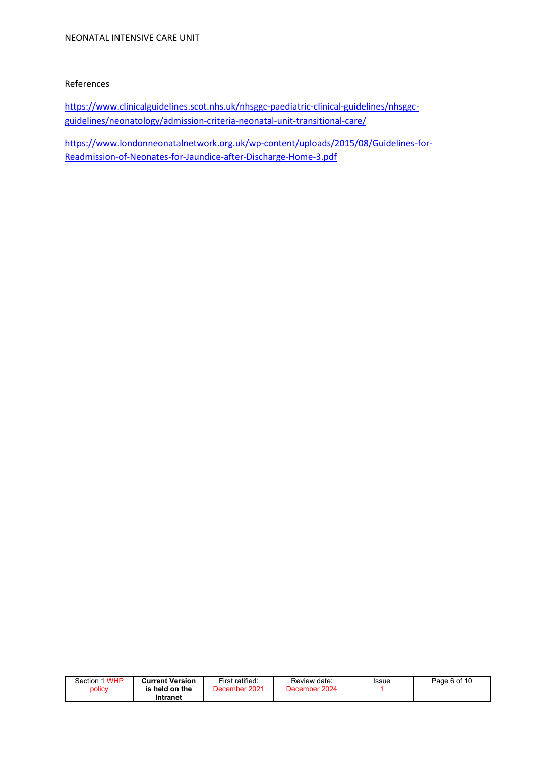References

https://www.clinicalguidelines.scot.nhs.uk/nhsggc-paediatric-clinical-guidelines/nhsggc-guidelines/neonatology/admission-criteria-neonatal-unit-transitional-care/

https://www.londonneonatalnetwork.org.uk/wp-content/uploads/2015/08/Guidelines-for-Readmission-of-Neonates-for-Jaundice-after-Discharge-Home-3.pdf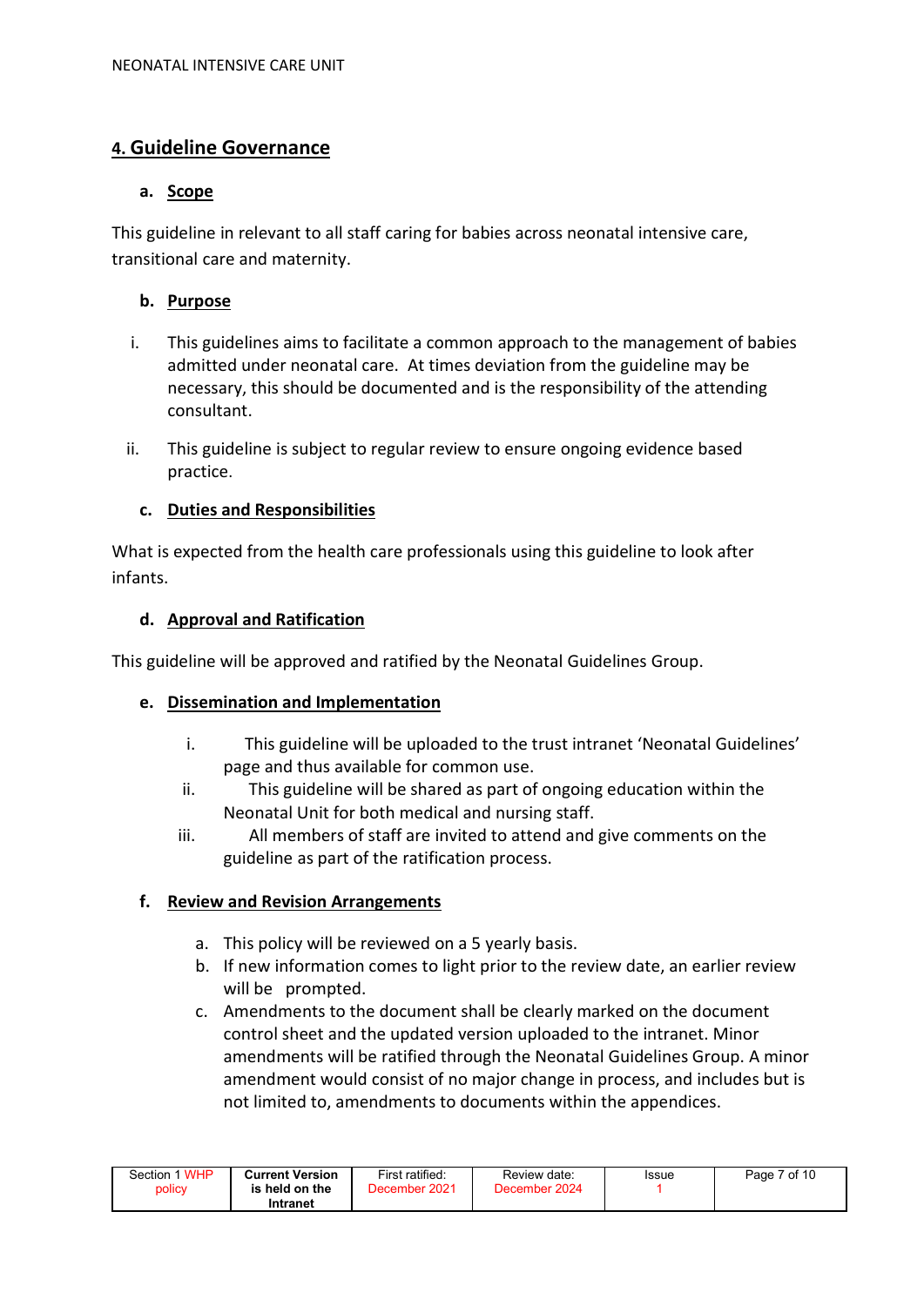## 4. Guideline Governance

### a. Scope

This guideline in relevant to all staff caring for babies across neonatal intensive care, transitional care and maternity.

### b. Purpose

i. This guidelines aims to facilitate a common approach to the management of babies admitted under neonatal care. At times deviation from the guideline may be necessary, this should be documented and is the responsibility of the attending consultant.

ii. This guideline is subject to regular review to ensure ongoing evidence based practice.

### c. Duties and Responsibilities

What is expected from the health care professionals using this guideline to look after infants.

### d. Approval and Ratification

This guideline will be approved and ratified by the Neonatal Guidelines Group.

### e. Dissemination and Implementation

i. This guideline will be uploaded to the trust intranet 'Neonatal Guidelines' page and thus available for common use.
ii. This guideline will be shared as part of ongoing education within the Neonatal Unit for both medical and nursing staff.
iii. All members of staff are invited to attend and give comments on the guideline as part of the ratification process.

### f. Review and Revision Arrangements

a. This policy will be reviewed on a 5 yearly basis.
b. If new information comes to light prior to the review date, an earlier review will be prompted.
c. Amendments to the document shall be clearly marked on the document control sheet and the updated version uploaded to the intranet. Minor amendments will be ratified through the Neonatal Guidelines Group. A minor amendment would consist of no major change in process, and includes but is not limited to, amendments to documents within the appendices.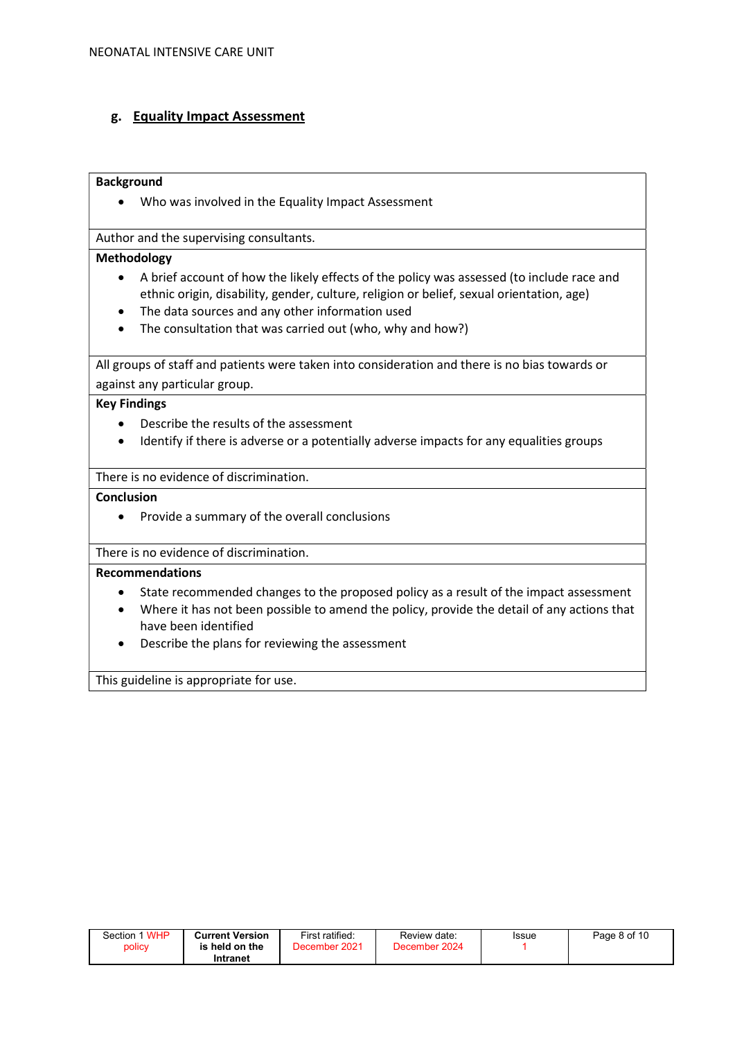### g. Equality Impact Assessment

**Background**

- Who was involved in the Equality Impact Assessment

Author and the supervising consultants.

**Methodology**

- A brief account of how the likely effects of the policy was assessed (to include race and ethnic origin, disability, gender, culture, religion or belief, sexual orientation, age)
- The data sources and any other information used
- The consultation that was carried out (who, why and how?)

All groups of staff and patients were taken into consideration and there is no bias towards or against any particular group.

**Key Findings**

- Describe the results of the assessment
- Identify if there is adverse or a potentially adverse impacts for any equalities groups

There is no evidence of discrimination.

**Conclusion**

- Provide a summary of the overall conclusions

There is no evidence of discrimination.

**Recommendations**

- State recommended changes to the proposed policy as a result of the impact assessment
- Where it has not been possible to amend the policy, provide the detail of any actions that have been identified
- Describe the plans for reviewing the assessment

This guideline is appropriate for use.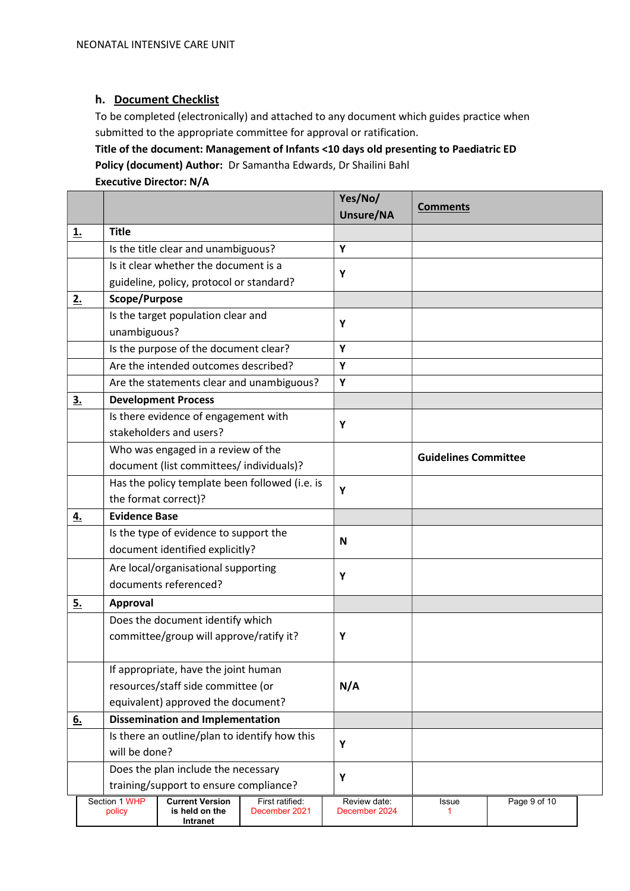### h. Document Checklist

To be completed (electronically) and attached to any document which guides practice when submitted to the appropriate committee for approval or ratification.

**Title of the document: Management of Infants <10 days old presenting to Paediatric ED**

**Policy (document) Author:** Dr Samantha Edwards, Dr Shailini Bahl

**Executive Director: N/A**

| | | Yes/No/ Unsure/NA | Comments |
|---|---|---|---|
| **1.** | **Title** | | |
| | Is the title clear and unambiguous? | Y | |
| | Is it clear whether the document is a guideline, policy, protocol or standard? | Y | |
| **2.** | **Scope/Purpose** | | |
| | Is the target population clear and unambiguous? | Y | |
| | Is the purpose of the document clear? | Y | |
| | Are the intended outcomes described? | Y | |
| | Are the statements clear and unambiguous? | Y | |
| **3.** | **Development Process** | | |
| | Is there evidence of engagement with stakeholders and users? | Y | |
| | Who was engaged in a review of the document (list committees/ individuals)? | | **Guidelines Committee** |
| | Has the policy template been followed (i.e. is the format correct)? | Y | |
| **4.** | **Evidence Base** | | |
| | Is the type of evidence to support the document identified explicitly? | N | |
| | Are local/organisational supporting documents referenced? | Y | |
| **5.** | **Approval** | | |
| | Does the document identify which committee/group will approve/ratify it? | Y | |
| | If appropriate, have the joint human resources/staff side committee (or equivalent) approved the document? | N/A | |
| **6.** | **Dissemination and Implementation** | | |
| | Is there an outline/plan to identify how this will be done? | Y | |
| | Does the plan include the necessary training/support to ensure compliance? | Y | |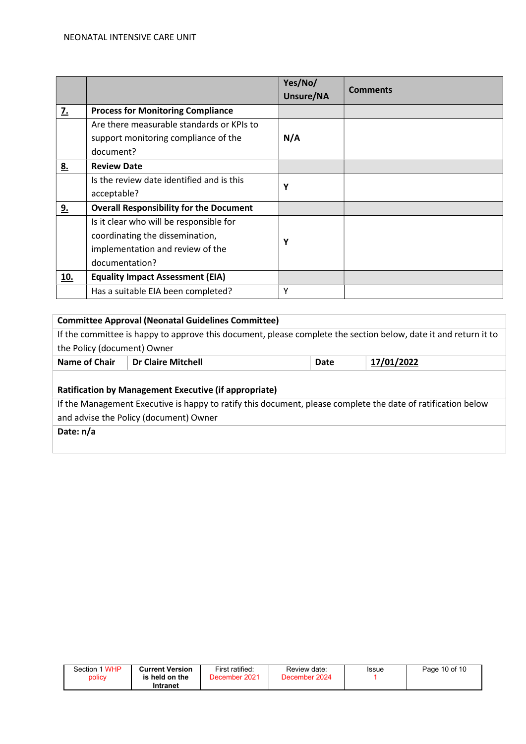| | | Yes/No/ Unsure/NA | Comments |
|---|---|---|---|
| **7.** | **Process for Monitoring Compliance** | | |
| | Are there measurable standards or KPIs to support monitoring compliance of the document? | **N/A** | |
| **8.** | **Review Date** | | |
| | Is the review date identified and is this acceptable? | **Y** | |
| **9.** | **Overall Responsibility for the Document** | | |
| | Is it clear who will be responsible for coordinating the dissemination, implementation and review of the documentation? | **Y** | |
| **10.** | **Equality Impact Assessment (EIA)** | | |
| | Has a suitable EIA been completed? | Y | |

| | | | |
|---|---|---|---|
| **Committee Approval (Neonatal Guidelines Committee)** | | | |
| If the committee is happy to approve this document, please complete the section below, date it and return it to the Policy (document) Owner | | | |
| **Name of Chair** | **Dr Claire Mitchell** | **Date** | **17/01/2022** |
| **Ratification by Management Executive (if appropriate)** | | | |
| If the Management Executive is happy to ratify this document, please complete the date of ratification below and advise the Policy (document) Owner | | | |
| **Date: n/a** | | | |